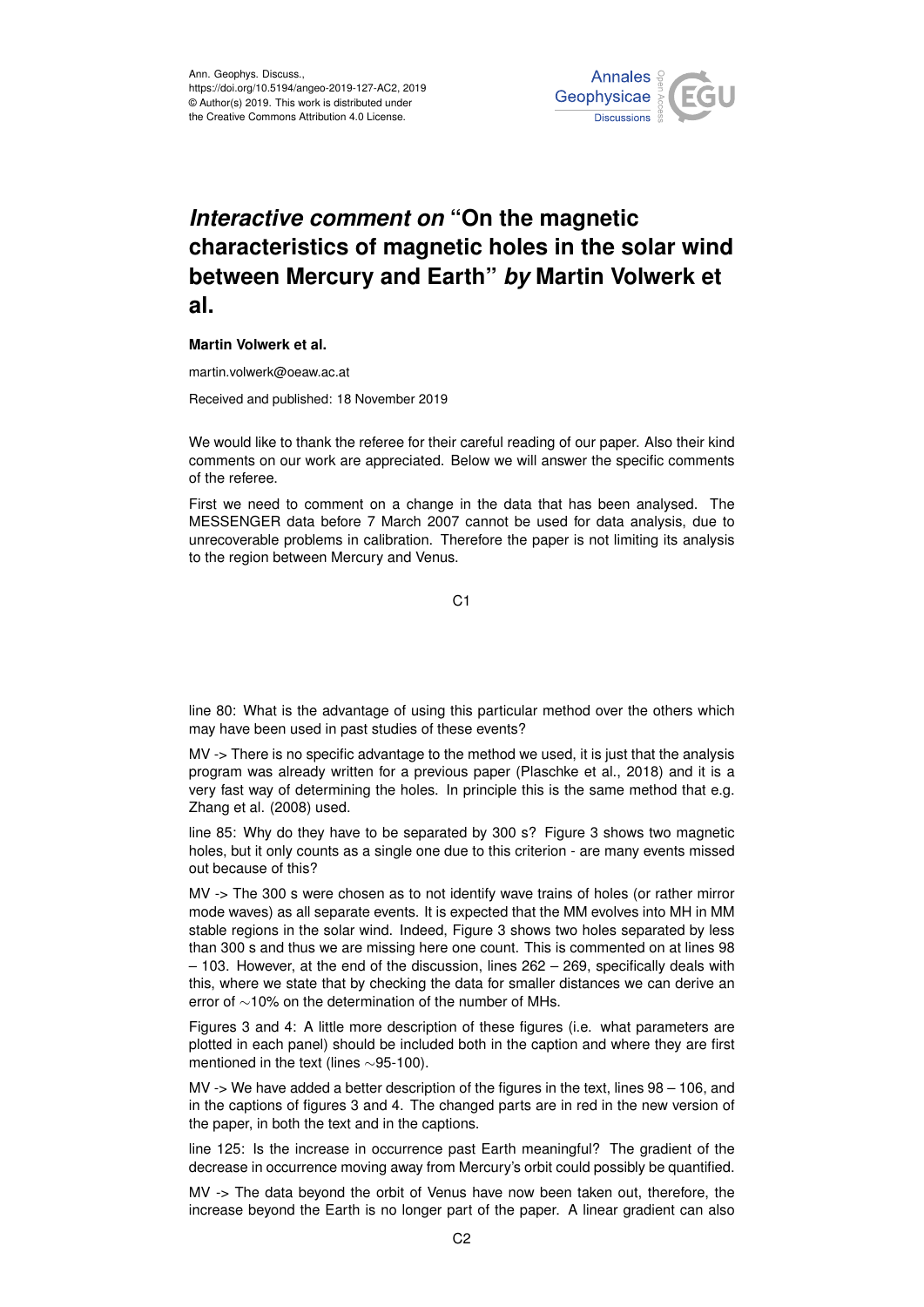Ann. Geophys. Discuss.,
https://doi.org/10.5194/angeo-2019-127-AC2, 2019
© Author(s) 2019. This work is distributed under
the Creative Commons Attribution 4.0 License.

# *Interactive comment on* "On the magnetic characteristics of magnetic holes in the solar wind between Mercury and Earth" *by* Martin Volwerk et al.

**Martin Volwerk et al.**

martin.volwerk@oeaw.ac.at

Received and published: 18 November 2019

We would like to thank the referee for their careful reading of our paper. Also their kind comments on our work are appreciated. Below we will answer the specific comments of the referee.

First we need to comment on a change in the data that has been analysed. The MESSENGER data before 7 March 2007 cannot be used for data analysis, due to unrecoverable problems in calibration. Therefore the paper is not limiting its analysis to the region between Mercury and Venus.

line 80: What is the advantage of using this particular method over the others which may have been used in past studies of these events?

MV -> There is no specific advantage to the method we used, it is just that the analysis program was already written for a previous paper (Plaschke et al., 2018) and it is a very fast way of determining the holes. In principle this is the same method that e.g. Zhang et al. (2008) used.

line 85: Why do they have to be separated by 300 s? Figure 3 shows two magnetic holes, but it only counts as a single one due to this criterion - are many events missed out because of this?

MV -> The 300 s were chosen as to not identify wave trains of holes (or rather mirror mode waves) as all separate events. It is expected that the MM evolves into MH in MM stable regions in the solar wind. Indeed, Figure 3 shows two holes separated by less than 300 s and thus we are missing here one count. This is commented on at lines 98 – 103. However, at the end of the discussion, lines 262 – 269, specifically deals with this, where we state that by checking the data for smaller distances we can derive an error of ∼10% on the determination of the number of MHs.

Figures 3 and 4: A little more description of these figures (i.e. what parameters are plotted in each panel) should be included both in the caption and where they are first mentioned in the text (lines ∼95-100).

MV -> We have added a better description of the figures in the text, lines 98 – 106, and in the captions of figures 3 and 4. The changed parts are in red in the new version of the paper, in both the text and in the captions.

line 125: Is the increase in occurrence past Earth meaningful? The gradient of the decrease in occurrence moving away from Mercury's orbit could possibly be quantified.

MV -> The data beyond the orbit of Venus have now been taken out, therefore, the increase beyond the Earth is no longer part of the paper. A linear gradient can also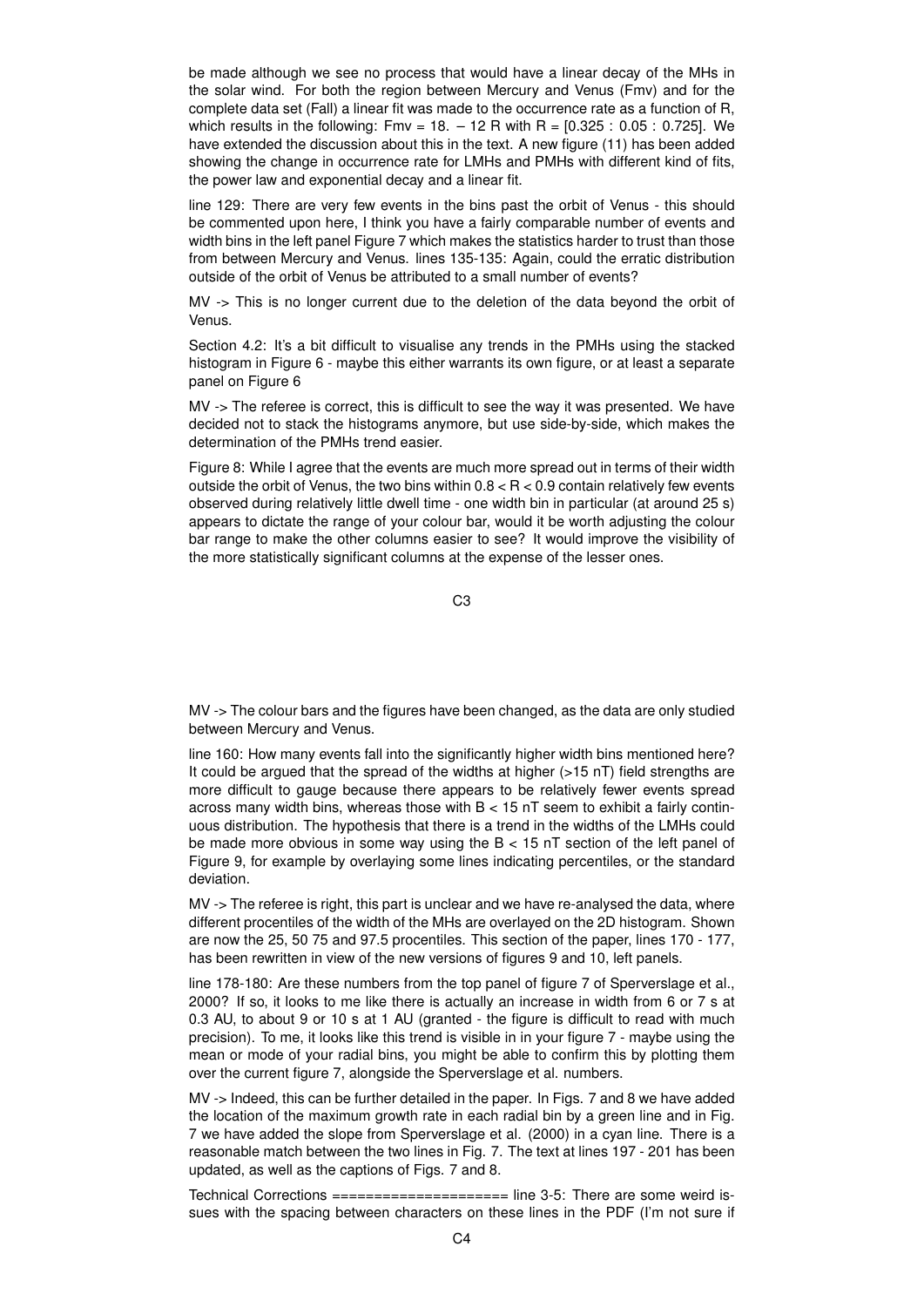be made although we see no process that would have a linear decay of the MHs in the solar wind. For both the region between Mercury and Venus (Fmv) and for the complete data set (Fall) a linear fit was made to the occurrence rate as a function of R, which results in the following: Fmv = 18. – 12 R with R = [0.325 : 0.05 : 0.725]. We have extended the discussion about this in the text. A new figure (11) has been added showing the change in occurrence rate for LMHs and PMHs with different kind of fits, the power law and exponential decay and a linear fit.

line 129: There are very few events in the bins past the orbit of Venus - this should be commented upon here, I think you have a fairly comparable number of events and width bins in the left panel Figure 7 which makes the statistics harder to trust than those from between Mercury and Venus. lines 135-135: Again, could the erratic distribution outside of the orbit of Venus be attributed to a small number of events?

MV -> This is no longer current due to the deletion of the data beyond the orbit of Venus.

Section 4.2: It's a bit difficult to visualise any trends in the PMHs using the stacked histogram in Figure 6 - maybe this either warrants its own figure, or at least a separate panel on Figure 6

MV -> The referee is correct, this is difficult to see the way it was presented. We have decided not to stack the histograms anymore, but use side-by-side, which makes the determination of the PMHs trend easier.

Figure 8: While I agree that the events are much more spread out in terms of their width outside the orbit of Venus, the two bins within $0.8 < R < 0.9$ contain relatively few events observed during relatively little dwell time - one width bin in particular (at around 25 s) appears to dictate the range of your colour bar, would it be worth adjusting the colour bar range to make the other columns easier to see? It would improve the visibility of the more statistically significant columns at the expense of the lesser ones.

MV -> The colour bars and the figures have been changed, as the data are only studied between Mercury and Venus.

line 160: How many events fall into the significantly higher width bins mentioned here? It could be argued that the spread of the widths at higher (>15 nT) field strengths are more difficult to gauge because there appears to be relatively fewer events spread across many width bins, whereas those with $B < 15$ nT seem to exhibit a fairly continuous distribution. The hypothesis that there is a trend in the widths of the LMHs could be made more obvious in some way using the $B < 15$ nT section of the left panel of Figure 9, for example by overlaying some lines indicating percentiles, or the standard deviation.

MV -> The referee is right, this part is unclear and we have re-analysed the data, where different procentiles of the width of the MHs are overlayed on the 2D histogram. Shown are now the 25, 50 75 and 97.5 procentiles. This section of the paper, lines 170 - 177, has been rewritten in view of the new versions of figures 9 and 10, left panels.

line 178-180: Are these numbers from the top panel of figure 7 of Sperverslage et al., 2000? If so, it looks to me like there is actually an increase in width from 6 or 7 s at 0.3 AU, to about 9 or 10 s at 1 AU (granted - the figure is difficult to read with much precision). To me, it looks like this trend is visible in in your figure 7 - maybe using the mean or mode of your radial bins, you might be able to confirm this by plotting them over the current figure 7, alongside the Sperverslage et al. numbers.

MV -> Indeed, this can be further detailed in the paper. In Figs. 7 and 8 we have added the location of the maximum growth rate in each radial bin by a green line and in Fig. 7 we have added the slope from Sperverslage et al. (2000) in a cyan line. There is a reasonable match between the two lines in Fig. 7. The text at lines 197 - 201 has been updated, as well as the captions of Figs. 7 and 8.

Technical Corrections ===================== line 3-5: There are some weird issues with the spacing between characters on these lines in the PDF (I'm not sure if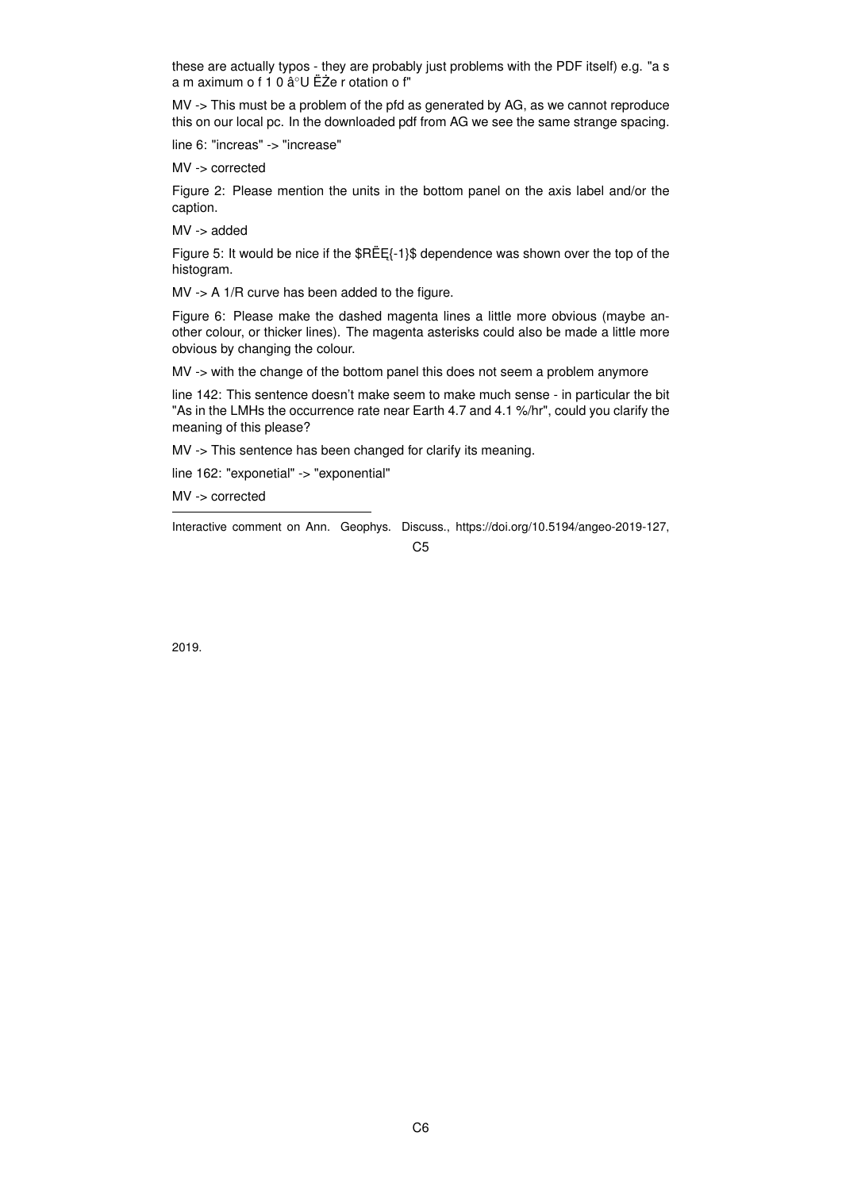these are actually typos - they are probably just problems with the PDF itself) e.g. "a s a m aximum o f 1 0 â°U ËŽe r otation o f"

MV -> This must be a problem of the pfd as generated by AG, as we cannot reproduce this on our local pc. In the downloaded pdf from AG we see the same strange spacing.

line 6: "increas" -> "increase"

MV -> corrected

Figure 2: Please mention the units in the bottom panel on the axis label and/or the caption.

MV -> added

Figure 5: It would be nice if the $RËĘ{-1}$ dependence was shown over the top of the histogram.

MV -> A 1/R curve has been added to the figure.

Figure 6: Please make the dashed magenta lines a little more obvious (maybe another colour, or thicker lines). The magenta asterisks could also be made a little more obvious by changing the colour.

MV -> with the change of the bottom panel this does not seem a problem anymore

line 142: This sentence doesn't make seem to make much sense - in particular the bit "As in the LMHs the occurrence rate near Earth 4.7 and 4.1 %/hr", could you clarify the meaning of this please?

MV -> This sentence has been changed for clarify its meaning.

line 162: "exponetial" -> "exponential"

MV -> corrected

---

Interactive comment on Ann. Geophys. Discuss., https://doi.org/10.5194/angeo-2019-127, 2019.